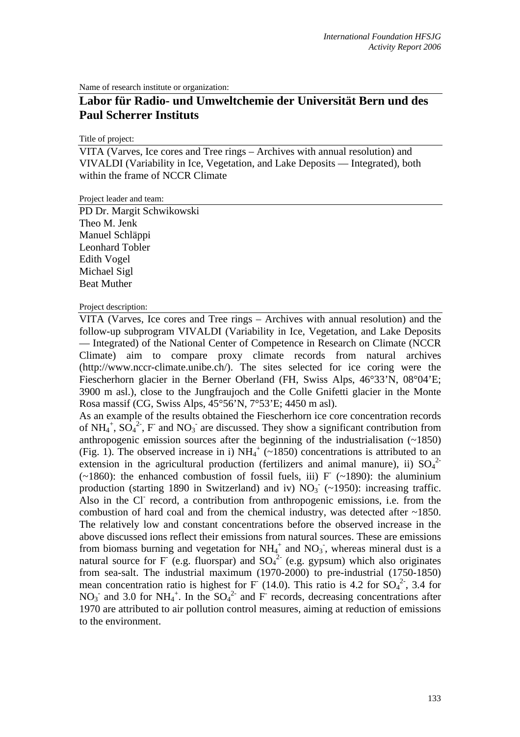Name of research institute or organization:

# Labor für Radio- und Umweltchemie der Universität Bern und des Paul Scherrer Instituts

Title of project:

VITA (Varves, Ice cores and Tree rings – Archives with annual resolution) and VIVALDI (Variability in Ice, Vegetation, and Lake Deposits — Integrated), both within the frame of NCCR Climate

Project leader and team:

PD Dr. Margit Schwikowski
Theo M. Jenk
Manuel Schläppi
Leonhard Tobler
Edith Vogel
Michael Sigl
Beat Muther

Project description:

VITA (Varves, Ice cores and Tree rings – Archives with annual resolution) and the follow-up subprogram VIVALDI (Variability in Ice, Vegetation, and Lake Deposits — Integrated) of the National Center of Competence in Research on Climate (NCCR Climate) aim to compare proxy climate records from natural archives (http://www.nccr-climate.unibe.ch/). The sites selected for ice coring were the Fiescherhorn glacier in the Berner Oberland (FH, Swiss Alps, 46°33'N, 08°04'E; 3900 m asl.), close to the Jungfraujoch and the Colle Gnifetti glacier in the Monte Rosa massif (CG, Swiss Alps, 45°56'N, 7°53'E; 4450 m asl).

As an example of the results obtained the Fiescherhorn ice core concentration records of $NH_4^+$, $SO_4^{2-}$, $F^-$ and $NO_3^-$ are discussed. They show a significant contribution from anthropogenic emission sources after the beginning of the industrialisation (~1850) (Fig. 1). The observed increase in i) $NH_4^+$ (~1850) concentrations is attributed to an extension in the agricultural production (fertilizers and animal manure), ii) $SO_4^{2-}$ (~1860): the enhanced combustion of fossil fuels, iii) $F^-$ (~1890): the aluminium production (starting 1890 in Switzerland) and iv) $NO_3^-$ (~1950): increasing traffic. Also in the $Cl^-$ record, a contribution from anthropogenic emissions, i.e. from the combustion of hard coal and from the chemical industry, was detected after ~1850. The relatively low and constant concentrations before the observed increase in the above discussed ions reflect their emissions from natural sources. These are emissions from biomass burning and vegetation for $NH_4^+$ and $NO_3^-$, whereas mineral dust is a natural source for $F^-$ (e.g. fluorspar) and $SO_4^{2-}$ (e.g. gypsum) which also originates from sea-salt. The industrial maximum (1970-2000) to pre-industrial (1750-1850) mean concentration ratio is highest for $F^-$ (14.0). This ratio is 4.2 for $SO_4^{2-}$, 3.4 for $NO_3^-$ and 3.0 for $NH_4^+$. In the $SO_4^{2-}$ and $F^-$ records, decreasing concentrations after 1970 are attributed to air pollution control measures, aiming at reduction of emissions to the environment.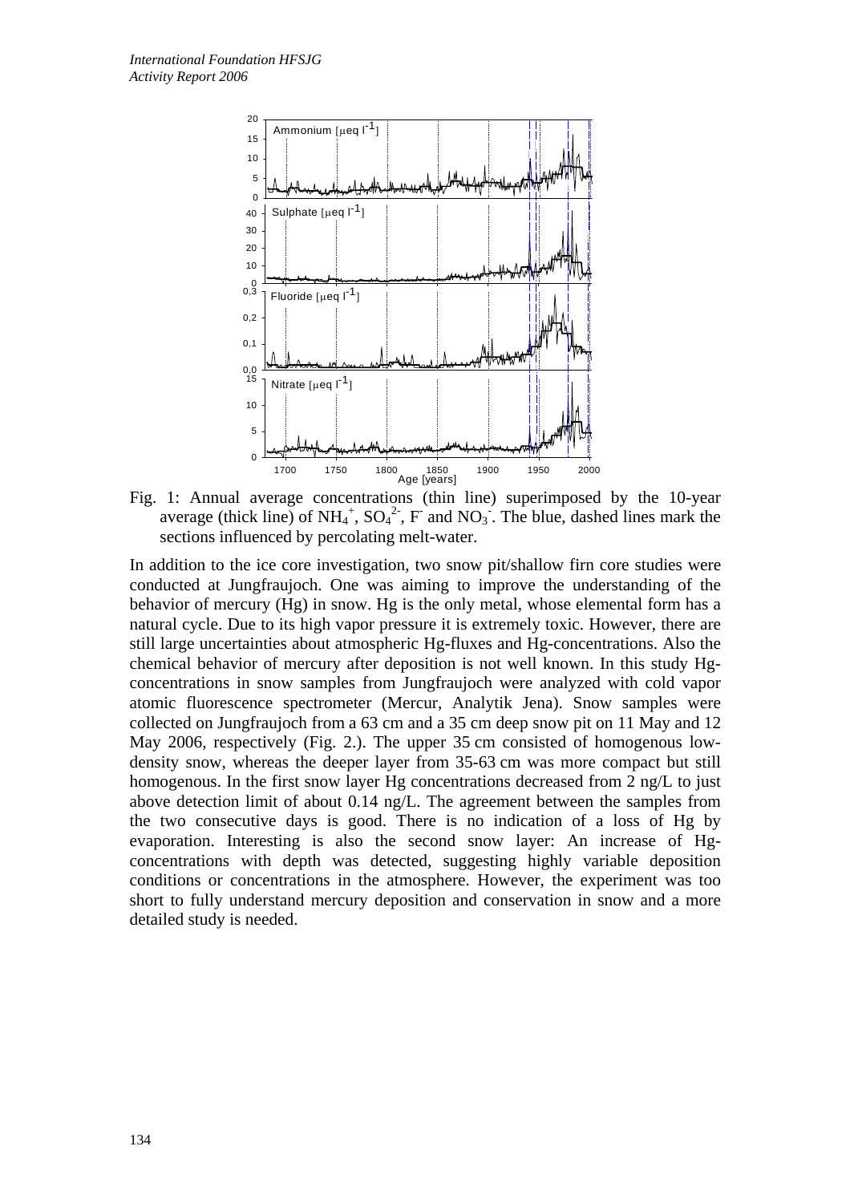Fig. 1: Annual average concentrations (thin line) superimposed by the 10-year average (thick line) of $NH_4^+$, $SO_4^{2-}$, $F^-$ and $NO_3^-$. The blue, dashed lines mark the sections influenced by percolating melt-water.

In addition to the ice core investigation, two snow pit/shallow firn core studies were conducted at Jungfraujoch. One was aiming to improve the understanding of the behavior of mercury (Hg) in snow. Hg is the only metal, whose elemental form has a natural cycle. Due to its high vapor pressure it is extremely toxic. However, there are still large uncertainties about atmospheric Hg-fluxes and Hg-concentrations. Also the chemical behavior of mercury after deposition is not well known. In this study Hg-concentrations in snow samples from Jungfraujoch were analyzed with cold vapor atomic fluorescence spectrometer (Mercur, Analytik Jena). Snow samples were collected on Jungfraujoch from a 63 cm and a 35 cm deep snow pit on 11 May and 12 May 2006, respectively (Fig. 2.). The upper 35 cm consisted of homogenous low-density snow, whereas the deeper layer from 35-63 cm was more compact but still homogenous. In the first snow layer Hg concentrations decreased from 2 ng/L to just above detection limit of about 0.14 ng/L. The agreement between the samples from the two consecutive days is good. There is no indication of a loss of Hg by evaporation. Interesting is also the second snow layer: An increase of Hg-concentrations with depth was detected, suggesting highly variable deposition conditions or concentrations in the atmosphere. However, the experiment was too short to fully understand mercury deposition and conservation in snow and a more detailed study is needed.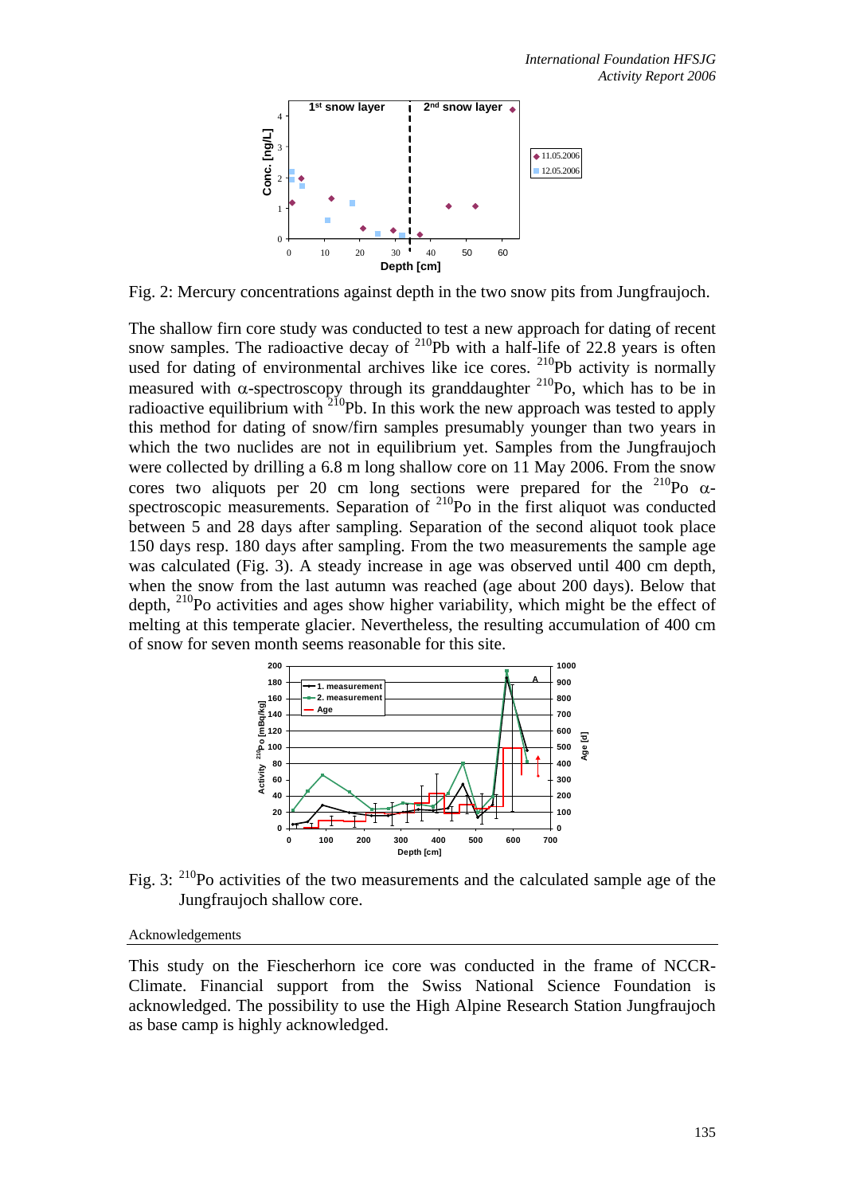Fig. 2: Mercury concentrations against depth in the two snow pits from Jungfraujoch.

The shallow firn core study was conducted to test a new approach for dating of recent snow samples. The radioactive decay of $^{210}$Pb with a half-life of 22.8 years is often used for dating of environmental archives like ice cores. $^{210}$Pb activity is normally measured with α-spectroscopy through its granddaughter $^{210}$Po, which has to be in radioactive equilibrium with $^{210}$Pb. In this work the new approach was tested to apply this method for dating of snow/firn samples presumably younger than two years in which the two nuclides are not in equilibrium yet. Samples from the Jungfraujoch were collected by drilling a 6.8 m long shallow core on 11 May 2006. From the snow cores two aliquots per 20 cm long sections were prepared for the $^{210}$Po α-spectroscopic measurements. Separation of $^{210}$Po in the first aliquot was conducted between 5 and 28 days after sampling. Separation of the second aliquot took place 150 days resp. 180 days after sampling. From the two measurements the sample age was calculated (Fig. 3). A steady increase in age was observed until 400 cm depth, when the snow from the last autumn was reached (age about 200 days). Below that depth, $^{210}$Po activities and ages show higher variability, which might be the effect of melting at this temperate glacier. Nevertheless, the resulting accumulation of 400 cm of snow for seven month seems reasonable for this site.

Fig. 3: $^{210}$Po activities of the two measurements and the calculated sample age of the Jungfraujoch shallow core.

Acknowledgements

This study on the Fiescherhorn ice core was conducted in the frame of NCCR-Climate. Financial support from the Swiss National Science Foundation is acknowledged. The possibility to use the High Alpine Research Station Jungfraujoch as base camp is highly acknowledged.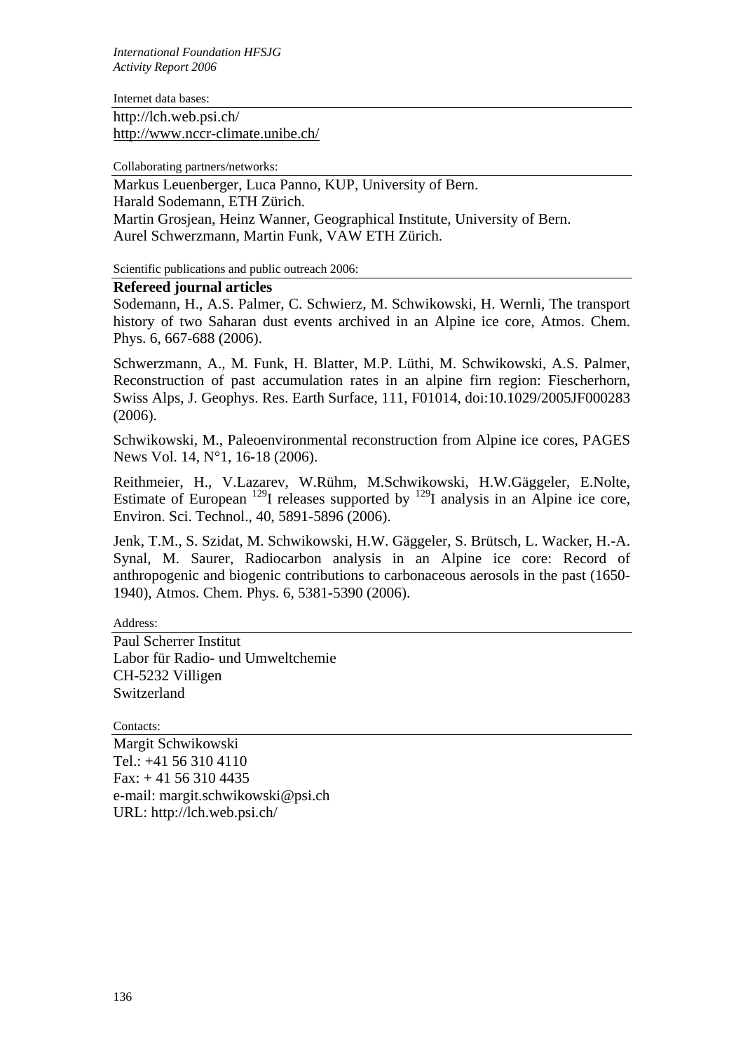Internet data bases:

http://lch.web.psi.ch/
http://www.nccr-climate.unibe.ch/

Collaborating partners/networks:

Markus Leuenberger, Luca Panno, KUP, University of Bern.
Harald Sodemann, ETH Zürich.
Martin Grosjean, Heinz Wanner, Geographical Institute, University of Bern.
Aurel Schwerzmann, Martin Funk, VAW ETH Zürich.

Scientific publications and public outreach 2006:

**Refereed journal articles**

Sodemann, H., A.S. Palmer, C. Schwierz, M. Schwikowski, H. Wernli, The transport history of two Saharan dust events archived in an Alpine ice core, Atmos. Chem. Phys. 6, 667-688 (2006).

Schwerzmann, A., M. Funk, H. Blatter, M.P. Lüthi, M. Schwikowski, A.S. Palmer, Reconstruction of past accumulation rates in an alpine firn region: Fiescherhorn, Swiss Alps, J. Geophys. Res. Earth Surface, 111, F01014, doi:10.1029/2005JF000283 (2006).

Schwikowski, M., Paleoenvironmental reconstruction from Alpine ice cores, PAGES News Vol. 14, N°1, 16-18 (2006).

Reithmeier, H., V.Lazarev, W.Rühm, M.Schwikowski, H.W.Gäggeler, E.Nolte, Estimate of European $^{129}I$ releases supported by $^{129}I$ analysis in an Alpine ice core, Environ. Sci. Technol., 40, 5891-5896 (2006).

Jenk, T.M., S. Szidat, M. Schwikowski, H.W. Gäggeler, S. Brütsch, L. Wacker, H.-A. Synal, M. Saurer, Radiocarbon analysis in an Alpine ice core: Record of anthropogenic and biogenic contributions to carbonaceous aerosols in the past (1650-1940), Atmos. Chem. Phys. 6, 5381-5390 (2006).

Address:

Paul Scherrer Institut
Labor für Radio- und Umweltchemie
CH-5232 Villigen
Switzerland

Contacts:

Margit Schwikowski
Tel.: +41 56 310 4110
Fax: + 41 56 310 4435
e-mail: margit.schwikowski@psi.ch
URL: http://lch.web.psi.ch/